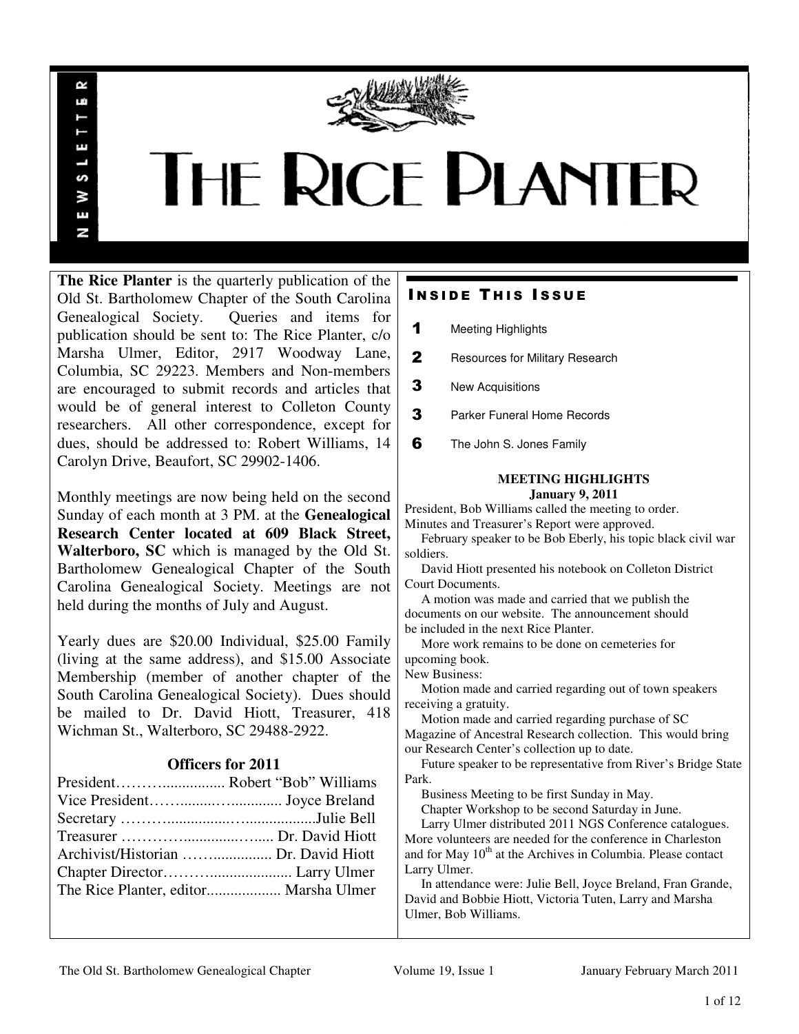# THE RICE PLANTER

NEWSLETTER

**The Rice Planter** is the quarterly publication of the Old St. Bartholomew Chapter of the South Carolina Genealogical Society. Queries and items for publication should be sent to: The Rice Planter, c/o Marsha Ulmer, Editor, 2917 Woodway Lane, Columbia, SC 29223. Members and Non-members are encouraged to submit records and articles that would be of general interest to Colleton County researchers. All other correspondence, except for dues, should be addressed to: Robert Williams, 14 Carolyn Drive, Beaufort, SC 29902-1406.

Monthly meetings are now being held on the second Sunday of each month at 3 PM. at the **Genealogical Research Center located at 609 Black Street, Walterboro, SC** which is managed by the Old St. Bartholomew Genealogical Chapter of the South Carolina Genealogical Society. Meetings are not held during the months of July and August.

Yearly dues are $20.00 Individual, $25.00 Family (living at the same address), and $15.00 Associate Membership (member of another chapter of the South Carolina Genealogical Society). Dues should be mailed to Dr. David Hiott, Treasurer, 418 Wichman St., Walterboro, SC 29488-2922.

### Officers for 2011

President……….................. Robert "Bob" Williams
Vice President……........…............. Joyce Breland
Secretary ………..................…..................Julie Bell
Treasurer ……………..............…..... Dr. David Hiott
Archivist/Historian …….............. Dr. David Hiott
Chapter Director………..................... Larry Ulmer
The Rice Planter, editor................... Marsha Ulmer

## Inside This Issue

| | |
|---|---|
| 1 | Meeting Highlights |
| 2 | Resources for Military Research |
| 3 | New Acquisitions |
| 3 | Parker Funeral Home Records |
| 6 | The John S. Jones Family |

### MEETING HIGHLIGHTS
**January 9, 2011**

President, Bob Williams called the meeting to order.
Minutes and Treasurer's Report were approved.

February speaker to be Bob Eberly, his topic black civil war soldiers.

David Hiott presented his notebook on Colleton District Court Documents.

A motion was made and carried that we publish the documents on our website. The announcement should be included in the next Rice Planter.

More work remains to be done on cemeteries for upcoming book.

New Business:

Motion made and carried regarding out of town speakers receiving a gratuity.

Motion made and carried regarding purchase of SC Magazine of Ancestral Research collection. This would bring our Research Center's collection up to date.

Future speaker to be representative from River's Bridge State Park.

Business Meeting to be first Sunday in May.

Chapter Workshop to be second Saturday in June.

Larry Ulmer distributed 2011 NGS Conference catalogues. More volunteers are needed for the conference in Charleston and for May 10th at the Archives in Columbia. Please contact Larry Ulmer.

In attendance were: Julie Bell, Joyce Breland, Fran Grande, David and Bobbie Hiott, Victoria Tuten, Larry and Marsha Ulmer, Bob Williams.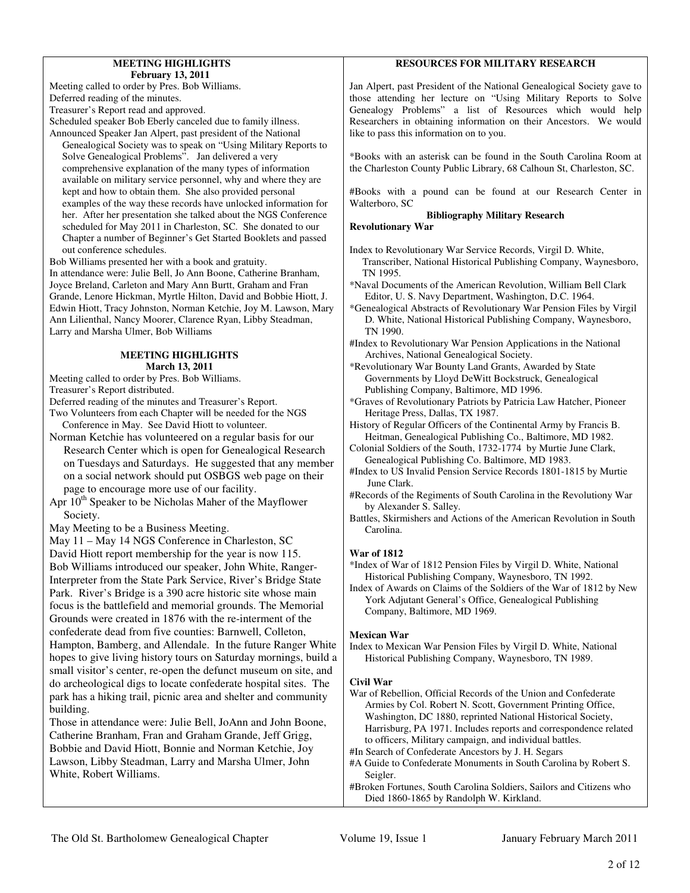## MEETING HIGHLIGHTS
**February 13, 2011**

Meeting called to order by Pres. Bob Williams.
Deferred reading of the minutes.
Treasurer's Report read and approved.
Scheduled speaker Bob Eberly canceled due to family illness.
Announced Speaker Jan Alpert, past president of the National Genealogical Society was to speak on "Using Military Reports to Solve Genealogical Problems". Jan delivered a very comprehensive explanation of the many types of information available on military service personnel, why and where they are kept and how to obtain them. She also provided personal examples of the way these records have unlocked information for her. After her presentation she talked about the NGS Conference scheduled for May 2011 in Charleston, SC. She donated to our Chapter a number of Beginner's Get Started Booklets and passed out conference schedules.
Bob Williams presented her with a book and gratuity.
In attendance were: Julie Bell, Jo Ann Boone, Catherine Branham, Joyce Breland, Carleton and Mary Ann Burtt, Graham and Fran Grande, Lenore Hickman, Myrtle Hilton, David and Bobbie Hiott, J. Edwin Hiott, Tracy Johnston, Norman Ketchie, Joy M. Lawson, Mary Ann Lilienthal, Nancy Moorer, Clarence Ryan, Libby Steadman, Larry and Marsha Ulmer, Bob Williams

## MEETING HIGHLIGHTS
**March 13, 2011**

Meeting called to order by Pres. Bob Williams.
Treasurer's Report distributed.
Deferred reading of the minutes and Treasurer's Report.
Two Volunteers from each Chapter will be needed for the NGS Conference in May. See David Hiott to volunteer.
Norman Ketchie has volunteered on a regular basis for our Research Center which is open for Genealogical Research on Tuesdays and Saturdays. He suggested that any member on a social network should put OSBGS web page on their page to encourage more use of our facility.
Apr 10th Speaker to be Nicholas Maher of the Mayflower Society.
May Meeting to be a Business Meeting.
May 11 – May 14 NGS Conference in Charleston, SC
David Hiott report membership for the year is now 115.
Bob Williams introduced our speaker, John White, Ranger-Interpreter from the State Park Service, River's Bridge State Park. River's Bridge is a 390 acre historic site whose main focus is the battlefield and memorial grounds. The Memorial Grounds were created in 1876 with the re-interment of the confederate dead from five counties: Barnwell, Colleton, Hampton, Bamberg, and Allendale. In the future Ranger White hopes to give living history tours on Saturday mornings, build a small visitor's center, re-open the defunct museum on site, and do archeological digs to locate confederate hospital sites. The park has a hiking trail, picnic area and shelter and community building.
Those in attendance were: Julie Bell, JoAnn and John Boone, Catherine Branham, Fran and Graham Grande, Jeff Grigg, Bobbie and David Hiott, Bonnie and Norman Ketchie, Joy Lawson, Libby Steadman, Larry and Marsha Ulmer, John White, Robert Williams.

## RESOURCES FOR MILITARY RESEARCH

Jan Alpert, past President of the National Genealogical Society gave to those attending her lecture on "Using Military Reports to Solve Genealogy Problems" a list of Resources which would help Researchers in obtaining information on their Ancestors. We would like to pass this information on to you.

*Books with an asterisk can be found in the South Carolina Room at the Charleston County Public Library, 68 Calhoun St, Charleston, SC.

#Books with a pound can be found at our Research Center in Walterboro, SC

### Bibliography Military Research

**Revolutionary War**

Index to Revolutionary War Service Records, Virgil D. White, Transcriber, National Historical Publishing Company, Waynesboro, TN 1995.
*Naval Documents of the American Revolution, William Bell Clark Editor, U. S. Navy Department, Washington, D.C. 1964.
*Genealogical Abstracts of Revolutionary War Pension Files by Virgil D. White, National Historical Publishing Company, Waynesboro, TN 1990.
#Index to Revolutionary War Pension Applications in the National Archives, National Genealogical Society.
*Revolutionary War Bounty Land Grants, Awarded by State Governments by Lloyd DeWitt Bockstruck, Genealogical Publishing Company, Baltimore, MD 1996.
*Graves of Revolutionary Patriots by Patricia Law Hatcher, Pioneer Heritage Press, Dallas, TX 1987.
History of Regular Officers of the Continental Army by Francis B. Heitman, Genealogical Publishing Co., Baltimore, MD 1982.
Colonial Soldiers of the South, 1732-1774 by Murtie June Clark, Genealogical Publishing Co. Baltimore, MD 1983.
#Index to US Invalid Pension Service Records 1801-1815 by Murtie June Clark.
#Records of the Regiments of South Carolina in the Revolutiony War by Alexander S. Salley.
Battles, Skirmishers and Actions of the American Revolution in South Carolina.

**War of 1812**

*Index of War of 1812 Pension Files by Virgil D. White, National Historical Publishing Company, Waynesboro, TN 1992.
Index of Awards on Claims of the Soldiers of the War of 1812 by New York Adjutant General's Office, Genealogical Publishing Company, Baltimore, MD 1969.

**Mexican War**

Index to Mexican War Pension Files by Virgil D. White, National Historical Publishing Company, Waynesboro, TN 1989.

**Civil War**

War of Rebellion, Official Records of the Union and Confederate Armies by Col. Robert N. Scott, Government Printing Office, Washington, DC 1880, reprinted National Historical Society, Harrisburg, PA 1971. Includes reports and correspondence related to officers, Military campaign, and individual battles.
#In Search of Confederate Ancestors by J. H. Segars
#A Guide to Confederate Monuments in South Carolina by Robert S. Seigler.
#Broken Fortunes, South Carolina Soldiers, Sailors and Citizens who Died 1860-1865 by Randolph W. Kirkland.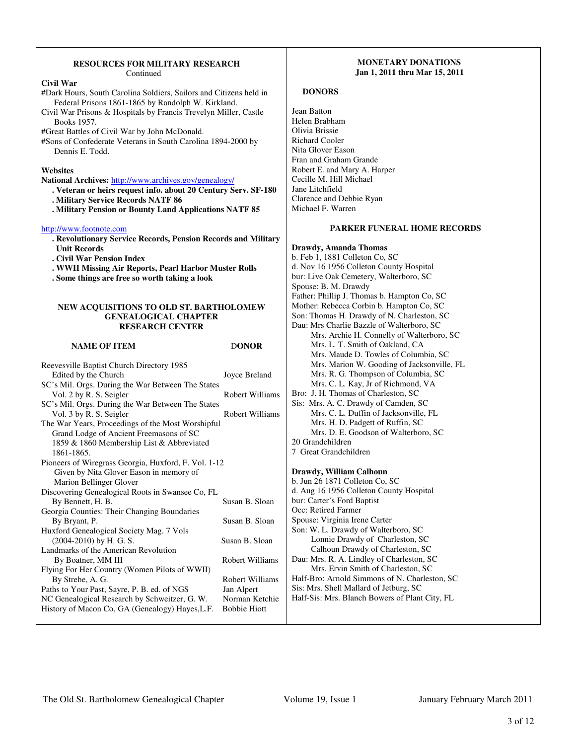## RESOURCES FOR MILITARY RESEARCH

Continued

**Civil War**

#Dark Hours, South Carolina Soldiers, Sailors and Citizens held in Federal Prisons 1861-1865 by Randolph W. Kirkland.
Civil War Prisons & Hospitals by Francis Trevelyn Miller, Castle Books 1957.
#Great Battles of Civil War by John McDonald.
#Sons of Confederate Veterans in South Carolina 1894-2000 by Dennis E. Todd.

**Websites**

**National Archives:** http://www.archives.gov/genealogy/

- **Veteran or heirs request info. about 20 Century Serv. SF-180**
- **Military Service Records NATF 86**
- **Military Pension or Bounty Land Applications NATF 85**

http://www.footnote.com

- **Revolutionary Service Records, Pension Records and Military Unit Records**
- **Civil War Pension Index**
- **WWII Missing Air Reports, Pearl Harbor Muster Rolls**
- **Some things are free so worth taking a look**

## NEW ACQUISITIONS TO OLD ST. BARTHOLOMEW GENEALOGICAL CHAPTER RESEARCH CENTER

| NAME OF ITEM | DONOR |
|---|---|
| Reevesville Baptist Church Directory 1985 Edited by the Church | Joyce Breland |
| SC's Mil. Orgs. During the War Between The States Vol. 2 by R. S. Seigler | Robert Williams |
| SC's Mil. Orgs. During the War Between The States Vol. 3 by R. S. Seigler | Robert Williams |
| The War Years, Proceedings of the Most Worshipful Grand Lodge of Ancient Freemasons of SC 1859 & 1860 Membership List & Abbreviated 1861-1865. | |
| Pioneers of Wiregrass Georgia, Huxford, F. Vol. 1-12 Given by Nita Glover Eason in memory of Marion Bellinger Glover | |
| Discovering Genealogical Roots in Swansee Co, FL By Bennett, H. B. | Susan B. Sloan |
| Georgia Counties: Their Changing Boundaries By Bryant, P. | Susan B. Sloan |
| Huxford Genealogical Society Mag. 7 Vols (2004-2010) by H. G. S. | Susan B. Sloan |
| Landmarks of the American Revolution By Boatner, MM III | Robert Williams |
| Flying For Her Country (Women Pilots of WWII) By Strebe, A. G. | Robert Williams |
| Paths to Your Past, Sayre, P. B. ed. of NGS | Jan Alpert |
| NC Genealogical Research by Schweitzer, G. W. | Norman Ketchie |
| History of Macon Co, GA (Genealogy) Hayes,L.F. | Bobbie Hiott |

## MONETARY DONATIONS
### Jan 1, 2011 thru Mar 15, 2011

**DONORS**

Jean Batton
Helen Brabham
Olivia Brissie
Richard Cooler
Nita Glover Eason
Fran and Graham Grande
Robert E. and Mary A. Harper
Cecille M. Hill Michael
Jane Litchfield
Clarence and Debbie Ryan
Michael F. Warren

## PARKER FUNERAL HOME RECORDS

**Drawdy, Amanda Thomas**
b. Feb 1, 1881 Colleton Co, SC
d. Nov 16 1956 Colleton County Hospital
bur: Live Oak Cemetery, Walterboro, SC
Spouse: B. M. Drawdy
Father: Phillip J. Thomas b. Hampton Co, SC
Mother: Rebecca Corbin b. Hampton Co, SC
Son: Thomas H. Drawdy of N. Charleston, SC
Dau: Mrs Charlie Bazzle of Walterboro, SC
  Mrs. Archie H. Connelly of Walterboro, SC
  Mrs. L. T. Smith of Oakland, CA
  Mrs. Maude D. Towles of Columbia, SC
  Mrs. Marion W. Gooding of Jacksonville, FL
  Mrs. R. G. Thompson of Columbia, SC
  Mrs. C. L. Kay, Jr of Richmond, VA
Bro: J. H. Thomas of Charleston, SC
Sis: Mrs. A. C. Drawdy of Camden, SC
  Mrs. C. L. Duffin of Jacksonville, FL
  Mrs. H. D. Padgett of Ruffin, SC
  Mrs. D. E. Goodson of Walterboro, SC
20 Grandchildren
7 Great Grandchildren

**Drawdy, William Calhoun**
b. Jun 26 1871 Colleton Co, SC
d. Aug 16 1956 Colleton County Hospital
bur: Carter's Ford Baptist
Occ: Retired Farmer
Spouse: Virginia Irene Carter
Son: W. L. Drawdy of Walterboro, SC
  Lonnie Drawdy of Charleston, SC
  Calhoun Drawdy of Charleston, SC
Dau: Mrs. R. A. Lindley of Charleston, SC
  Mrs. Ervin Smith of Charleston, SC
Half-Bro: Arnold Simmons of N. Charleston, SC
Sis: Mrs. Shell Mallard of Jetburg, SC
Half-Sis: Mrs. Blanch Bowers of Plant City, FL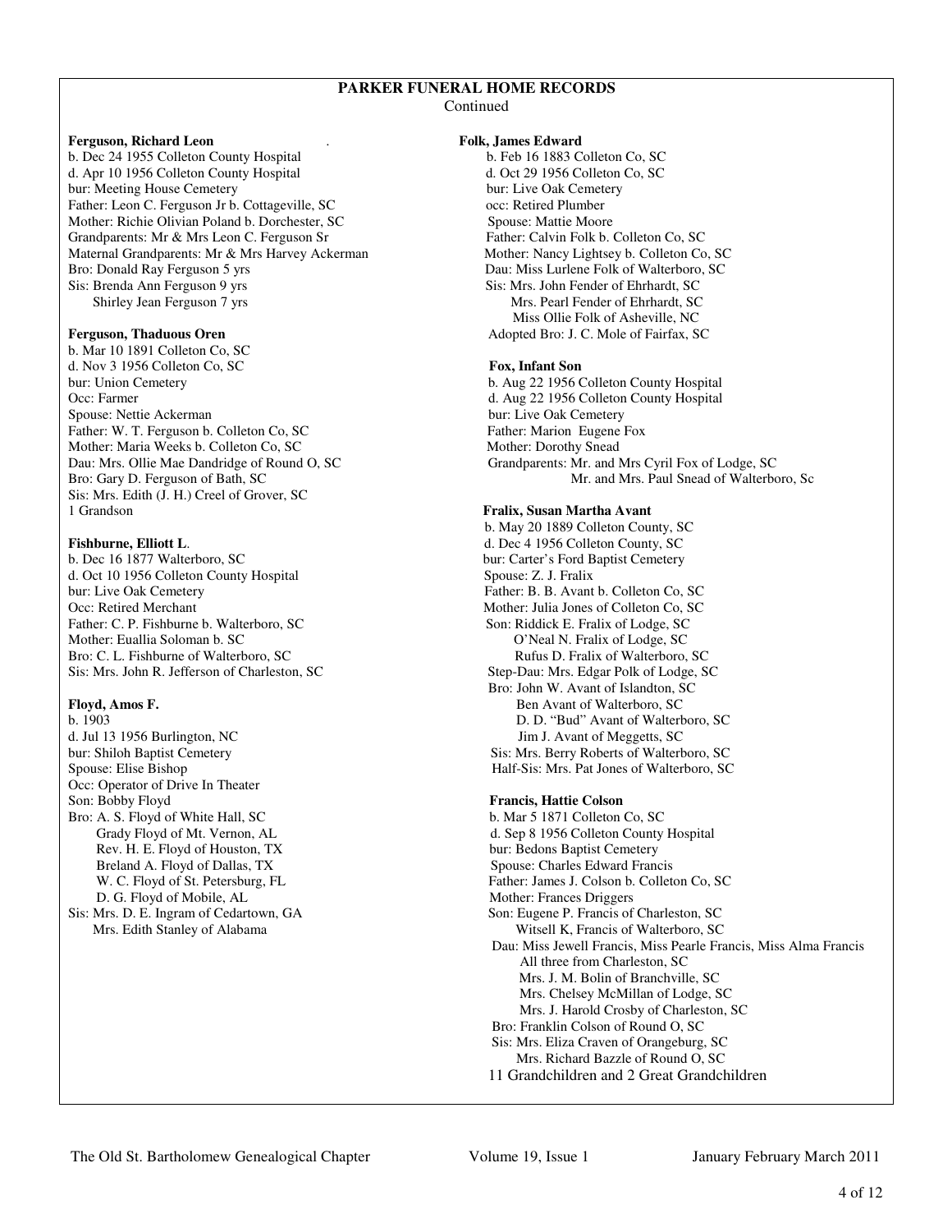## PARKER FUNERAL HOME RECORDS

Continued

**Ferguson, Richard Leon**

b. Dec 24 1955 Colleton County Hospital
d. Apr 10 1956 Colleton County Hospital
bur: Meeting House Cemetery
Father: Leon C. Ferguson Jr b. Cottageville, SC
Mother: Richie Olivian Poland b. Dorchester, SC
Grandparents: Mr & Mrs Leon C. Ferguson Sr
Maternal Grandparents: Mr & Mrs Harvey Ackerman
Bro: Donald Ray Ferguson 5 yrs
Sis: Brenda Ann Ferguson 9 yrs
Shirley Jean Ferguson 7 yrs

**Ferguson, Thaduous Oren**

b. Mar 10 1891 Colleton Co, SC
d. Nov 3 1956 Colleton Co, SC
bur: Union Cemetery
Occ: Farmer
Spouse: Nettie Ackerman
Father: W. T. Ferguson b. Colleton Co, SC
Mother: Maria Weeks b. Colleton Co, SC
Dau: Mrs. Ollie Mae Dandridge of Round O, SC
Bro: Gary D. Ferguson of Bath, SC
Sis: Mrs. Edith (J. H.) Creel of Grover, SC
1 Grandson

**Fishburne, Elliott L**.

b. Dec 16 1877 Walterboro, SC
d. Oct 10 1956 Colleton County Hospital
bur: Live Oak Cemetery
Occ: Retired Merchant
Father: C. P. Fishburne b. Walterboro, SC
Mother: Euallia Soloman b. SC
Bro: C. L. Fishburne of Walterboro, SC
Sis: Mrs. John R. Jefferson of Charleston, SC

**Floyd, Amos F.**

b. 1903
d. Jul 13 1956 Burlington, NC
bur: Shiloh Baptist Cemetery
Spouse: Elise Bishop
Occ: Operator of Drive In Theater
Son: Bobby Floyd
Bro: A. S. Floyd of White Hall, SC
Grady Floyd of Mt. Vernon, AL
Rev. H. E. Floyd of Houston, TX
Breland A. Floyd of Dallas, TX
W. C. Floyd of St. Petersburg, FL
D. G. Floyd of Mobile, AL
Sis: Mrs. D. E. Ingram of Cedartown, GA
Mrs. Edith Stanley of Alabama

**Folk, James Edward**

b. Feb 16 1883 Colleton Co, SC
d. Oct 29 1956 Colleton Co, SC
bur: Live Oak Cemetery
occ: Retired Plumber
Spouse: Mattie Moore
Father: Calvin Folk b. Colleton Co, SC
Mother: Nancy Lightsey b. Colleton Co, SC
Dau: Miss Lurlene Folk of Walterboro, SC
Sis: Mrs. John Fender of Ehrhardt, SC
Mrs. Pearl Fender of Ehrhardt, SC
Miss Ollie Folk of Asheville, NC
Adopted Bro: J. C. Mole of Fairfax, SC

**Fox, Infant Son**

b. Aug 22 1956 Colleton County Hospital
d. Aug 22 1956 Colleton County Hospital
bur: Live Oak Cemetery
Father: Marion Eugene Fox
Mother: Dorothy Snead
Grandparents: Mr. and Mrs Cyril Fox of Lodge, SC
Mr. and Mrs. Paul Snead of Walterboro, Sc

**Fralix, Susan Martha Avant**

b. May 20 1889 Colleton County, SC
d. Dec 4 1956 Colleton County, SC
bur: Carter's Ford Baptist Cemetery
Spouse: Z. J. Fralix
Father: B. B. Avant b. Colleton Co, SC
Mother: Julia Jones of Colleton Co, SC
Son: Riddick E. Fralix of Lodge, SC
O'Neal N. Fralix of Lodge, SC
Rufus D. Fralix of Walterboro, SC
Step-Dau: Mrs. Edgar Polk of Lodge, SC
Bro: John W. Avant of Islandton, SC
Ben Avant of Walterboro, SC
D. D. "Bud" Avant of Walterboro, SC
Jim J. Avant of Meggetts, SC
Sis: Mrs. Berry Roberts of Walterboro, SC
Half-Sis: Mrs. Pat Jones of Walterboro, SC

**Francis, Hattie Colson**

b. Mar 5 1871 Colleton Co, SC
d. Sep 8 1956 Colleton County Hospital
bur: Bedons Baptist Cemetery
Spouse: Charles Edward Francis
Father: James J. Colson b. Colleton Co, SC
Mother: Frances Driggers
Son: Eugene P. Francis of Charleston, SC
Witsell K, Francis of Walterboro, SC
Dau: Miss Jewell Francis, Miss Pearle Francis, Miss Alma Francis
All three from Charleston, SC
Mrs. J. M. Bolin of Branchville, SC
Mrs. Chelsey McMillan of Lodge, SC
Mrs. J. Harold Crosby of Charleston, SC
Bro: Franklin Colson of Round O, SC
Sis: Mrs. Eliza Craven of Orangeburg, SC
Mrs. Richard Bazzle of Round O, SC
11 Grandchildren and 2 Great Grandchildren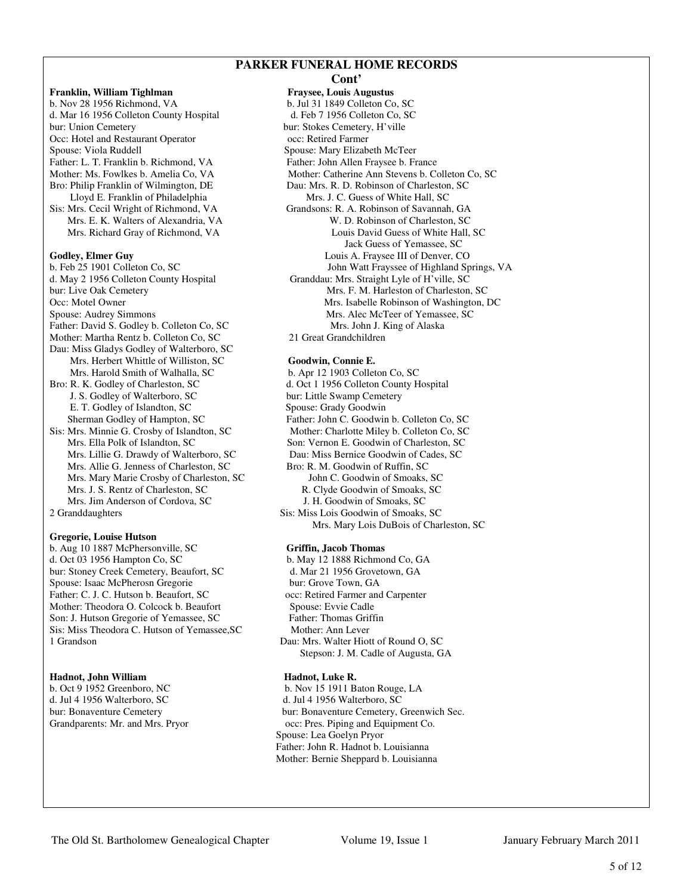## PARKER FUNERAL HOME RECORDS

**Cont'**

**Franklin, William Tighlman**
b. Nov 28 1956 Richmond, VA
d. Mar 16 1956 Colleton County Hospital
bur: Union Cemetery
Occ: Hotel and Restaurant Operator
Spouse: Viola Ruddell
Father: L. T. Franklin b. Richmond, VA
Mother: Ms. Fowlkes b. Amelia Co, VA
Bro: Philip Franklin of Wilmington, DE
Lloyd E. Franklin of Philadelphia
Sis: Mrs. Cecil Wright of Richmond, VA
Mrs. E. K. Walters of Alexandria, VA
Mrs. Richard Gray of Richmond, VA

**Godley, Elmer Guy**
b. Feb 25 1901 Colleton Co, SC
d. May 2 1956 Colleton County Hospital
bur: Live Oak Cemetery
Occ: Motel Owner
Spouse: Audrey Simmons
Father: David S. Godley b. Colleton Co, SC
Mother: Martha Rentz b. Colleton Co, SC
Dau: Miss Gladys Godley of Walterboro, SC
Mrs. Herbert Whittle of Williston, SC
Mrs. Harold Smith of Walhalla, SC
Bro: R. K. Godley of Charleston, SC
J. S. Godley of Walterboro, SC
E. T. Godley of Islandton, SC
Sherman Godley of Hampton, SC
Sis: Mrs. Minnie G. Crosby of Islandton, SC
Mrs. Ella Polk of Islandton, SC
Mrs. Lillie G. Drawdy of Walterboro, SC
Mrs. Allie G. Jenness of Charleston, SC
Mrs. Mary Marie Crosby of Charleston, SC
Mrs. J. S. Rentz of Charleston, SC
Mrs. Jim Anderson of Cordova, SC
2 Granddaughters

**Gregorie, Louise Hutson**
b. Aug 10 1887 McPhersonville, SC
d. Oct 03 1956 Hampton Co, SC
bur: Stoney Creek Cemetery, Beaufort, SC
Spouse: Isaac McPherosn Gregorie
Father: C. J. C. Hutson b. Beaufort, SC
Mother: Theodora O. Colcock b. Beaufort
Son: J. Hutson Gregorie of Yemassee, SC
Sis: Miss Theodora C. Hutson of Yemassee,SC
1 Grandson

**Hadnot, John William**
b. Oct 9 1952 Greenboro, NC
d. Jul 4 1956 Walterboro, SC
bur: Bonaventure Cemetery
Grandparents: Mr. and Mrs. Pryor

**Fraysee, Louis Augustus**
b. Jul 31 1849 Colleton Co, SC
d. Feb 7 1956 Colleton Co, SC
bur: Stokes Cemetery, H'ville
occ: Retired Farmer
Spouse: Mary Elizabeth McTeer
Father: John Allen Fraysee b. France
Mother: Catherine Ann Stevens b. Colleton Co, SC
Dau: Mrs. R. D. Robinson of Charleston, SC
Mrs. J. C. Guess of White Hall, SC
Grandsons: R. A. Robinson of Savannah, GA
W. D. Robinson of Charleston, SC
Louis David Guess of White Hall, SC
Jack Guess of Yemassee, SC
Louis A. Fraysee III of Denver, CO
John Watt Frayssee of Highland Springs, VA
Granddau: Mrs. Straight Lyle of H'ville, SC
Mrs. F. M. Harleston of Charleston, SC
Mrs. Isabelle Robinson of Washington, DC
Mrs. Alec McTeer of Yemassee, SC
Mrs. John J. King of Alaska
21 Great Grandchildren

**Goodwin, Connie E.**
b. Apr 12 1903 Colleton Co, SC
d. Oct 1 1956 Colleton County Hospital
bur: Little Swamp Cemetery
Spouse: Grady Goodwin
Father: John C. Goodwin b. Colleton Co, SC
Mother: Charlotte Miley b. Colleton Co, SC
Son: Vernon E. Goodwin of Charleston, SC
Dau: Miss Bernice Goodwin of Cades, SC
Bro: R. M. Goodwin of Ruffin, SC
John C. Goodwin of Smoaks, SC
R. Clyde Goodwin of Smoaks, SC
J. H. Goodwin of Smoaks, SC
Sis: Miss Lois Goodwin of Smoaks, SC
Mrs. Mary Lois DuBois of Charleston, SC

**Griffin, Jacob Thomas**
b. May 12 1888 Richmond Co, GA
d. Mar 21 1956 Grovetown, GA
bur: Grove Town, GA
occ: Retired Farmer and Carpenter
Spouse: Evvie Cadle
Father: Thomas Griffin
Mother: Ann Lever
Dau: Mrs. Walter Hiott of Round O, SC
Stepson: J. M. Cadle of Augusta, GA

**Hadnot, Luke R.**
b. Nov 15 1911 Baton Rouge, LA
d. Jul 4 1956 Walterboro, SC
bur: Bonaventure Cemetery, Greenwich Sec.
occ: Pres. Piping and Equipment Co.
Spouse: Lea Goelyn Pryor
Father: John R. Hadnot b. Louisianna
Mother: Bernie Sheppard b. Louisianna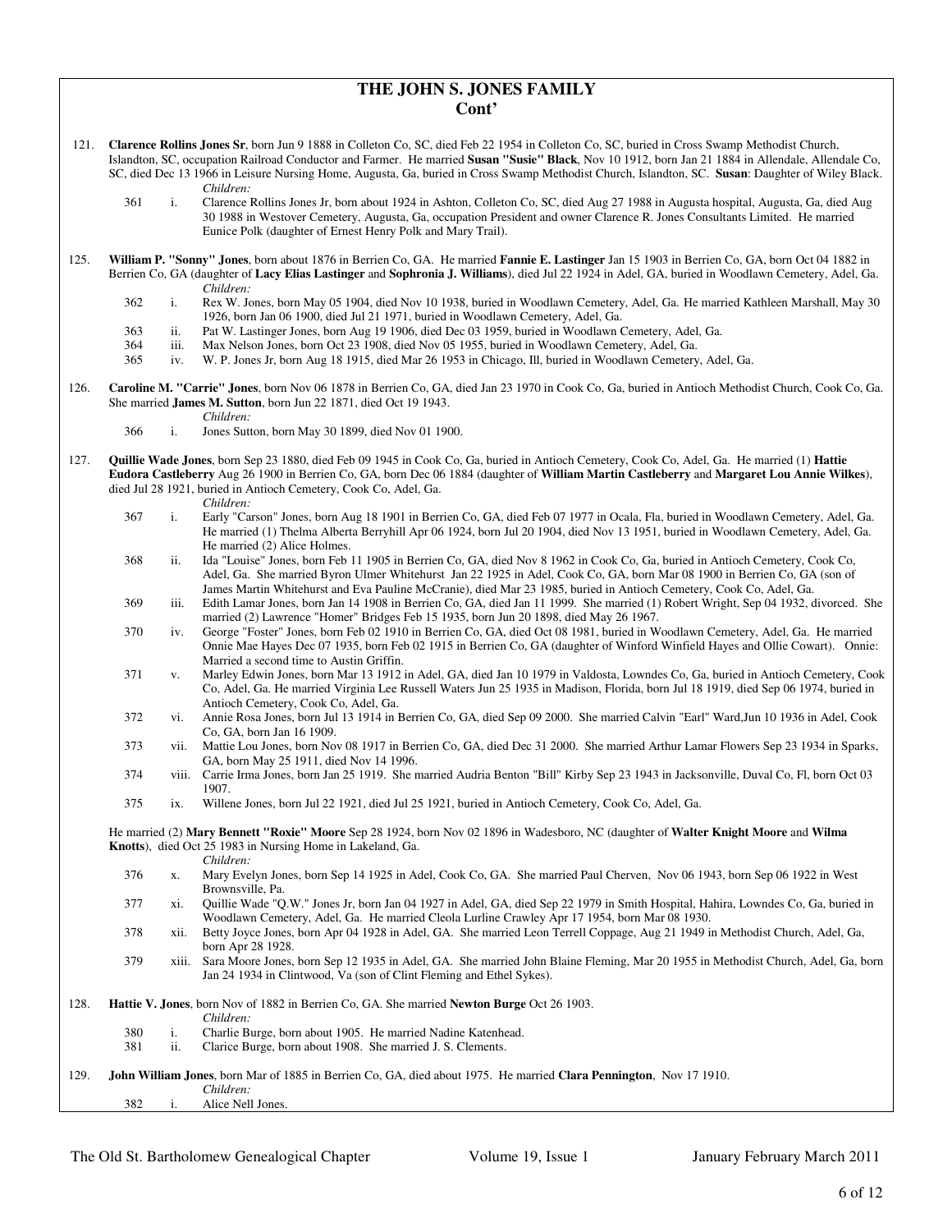# THE JOHN S. JONES FAMILY
## Cont'

121. **Clarence Rollins Jones Sr**, born Jun 9 1888 in Colleton Co, SC, died Feb 22 1954 in Colleton Co, SC, buried in Cross Swamp Methodist Church, Islandton, SC, occupation Railroad Conductor and Farmer. He married **Susan "Susie" Black**, Nov 10 1912, born Jan 21 1884 in Allendale, Allendale Co, SC, died Dec 13 1966 in Leisure Nursing Home, Augusta, Ga, buried in Cross Swamp Methodist Church, Islandton, SC. **Susan**: Daughter of Wiley Black.

*Children:*

- 361 i. Clarence Rollins Jones Jr, born about 1924 in Ashton, Colleton Co, SC, died Aug 27 1988 in Augusta hospital, Augusta, Ga, died Aug 30 1988 in Westover Cemetery, Augusta, Ga, occupation President and owner Clarence R. Jones Consultants Limited. He married Eunice Polk (daughter of Ernest Henry Polk and Mary Trail).

125. **William P. "Sonny" Jones**, born about 1876 in Berrien Co, GA. He married **Fannie E. Lastinger** Jan 15 1903 in Berrien Co, GA, born Oct 04 1882 in Berrien Co, GA (daughter of **Lacy Elias Lastinger** and **Sophronia J. Williams**), died Jul 22 1924 in Adel, GA, buried in Woodlawn Cemetery, Adel, Ga.

*Children:*

- 362 i. Rex W. Jones, born May 05 1904, died Nov 10 1938, buried in Woodlawn Cemetery, Adel, Ga. He married Kathleen Marshall, May 30 1926, born Jan 06 1900, died Jul 21 1971, buried in Woodlawn Cemetery, Adel, Ga.
- 363 ii. Pat W. Lastinger Jones, born Aug 19 1906, died Dec 03 1959, buried in Woodlawn Cemetery, Adel, Ga.
- 364 iii. Max Nelson Jones, born Oct 23 1908, died Nov 05 1955, buried in Woodlawn Cemetery, Adel, Ga.
- 365 iv. W. P. Jones Jr, born Aug 18 1915, died Mar 26 1953 in Chicago, Ill, buried in Woodlawn Cemetery, Adel, Ga.

126. **Caroline M. "Carrie" Jones**, born Nov 06 1878 in Berrien Co, GA, died Jan 23 1970 in Cook Co, Ga, buried in Antioch Methodist Church, Cook Co, Ga. She married **James M. Sutton**, born Jun 22 1871, died Oct 19 1943.

*Children:*

- 366 i. Jones Sutton, born May 30 1899, died Nov 01 1900.

127. **Quillie Wade Jones**, born Sep 23 1880, died Feb 09 1945 in Cook Co, Ga, buried in Antioch Cemetery, Cook Co, Adel, Ga. He married (1) **Hattie Eudora Castleberry** Aug 26 1900 in Berrien Co, GA, born Dec 06 1884 (daughter of **William Martin Castleberry** and **Margaret Lou Annie Wilkes**), died Jul 28 1921, buried in Antioch Cemetery, Cook Co, Adel, Ga.

*Children:*

- 367 i. Early "Carson" Jones, born Aug 18 1901 in Berrien Co, GA, died Feb 07 1977 in Ocala, Fla, buried in Woodlawn Cemetery, Adel, Ga. He married (1) Thelma Alberta Berryhill Apr 06 1924, born Jul 20 1904, died Nov 13 1951, buried in Woodlawn Cemetery, Adel, Ga. He married (2) Alice Holmes.
- 368 ii. Ida "Louise" Jones, born Feb 11 1905 in Berrien Co, GA, died Nov 8 1962 in Cook Co, Ga, buried in Antioch Cemetery, Cook Co, Adel, Ga. She married Byron Ulmer Whitehurst Jan 22 1925 in Adel, Cook Co, GA, born Mar 08 1900 in Berrien Co, GA (son of James Martin Whitehurst and Eva Pauline McCranie), died Mar 23 1985, buried in Antioch Cemetery, Cook Co, Adel, Ga.
- 369 iii. Edith Lamar Jones, born Jan 14 1908 in Berrien Co, GA, died Jan 11 1999. She married (1) Robert Wright, Sep 04 1932, divorced. She married (2) Lawrence "Homer" Bridges Feb 15 1935, born Jun 20 1898, died May 26 1967.
- 370 iv. George "Foster" Jones, born Feb 02 1910 in Berrien Co, GA, died Oct 08 1981, buried in Woodlawn Cemetery, Adel, Ga. He married Onnie Mae Hayes Dec 07 1935, born Feb 02 1915 in Berrien Co, GA (daughter of Winford Winfield Hayes and Ollie Cowart). Onnie: Married a second time to Austin Griffin.
- 371 v. Marley Edwin Jones, born Mar 13 1912 in Adel, GA, died Jan 10 1979 in Valdosta, Lowndes Co, Ga, buried in Antioch Cemetery, Cook Co, Adel, Ga. He married Virginia Lee Russell Waters Jun 25 1935 in Madison, Florida, born Jul 18 1919, died Sep 06 1974, buried in Antioch Cemetery, Cook Co, Adel, Ga.
- 372 vi. Annie Rosa Jones, born Jul 13 1914 in Berrien Co, GA, died Sep 09 2000. She married Calvin "Earl" Ward,Jun 10 1936 in Adel, Cook Co, GA, born Jan 16 1909.
- 373 vii. Mattie Lou Jones, born Nov 08 1917 in Berrien Co, GA, died Dec 31 2000. She married Arthur Lamar Flowers Sep 23 1934 in Sparks, GA, born May 25 1911, died Nov 14 1996.
- 374 viii. Carrie Irma Jones, born Jan 25 1919. She married Audria Benton "Bill" Kirby Sep 23 1943 in Jacksonville, Duval Co, Fl, born Oct 03 1907.
- 375 ix. Willene Jones, born Jul 22 1921, died Jul 25 1921, buried in Antioch Cemetery, Cook Co, Adel, Ga.

He married (2) **Mary Bennett "Roxie" Moore** Sep 28 1924, born Nov 02 1896 in Wadesboro, NC (daughter of **Walter Knight Moore** and **Wilma Knotts**), died Oct 25 1983 in Nursing Home in Lakeland, Ga.

*Children:*

- 376 x. Mary Evelyn Jones, born Sep 14 1925 in Adel, Cook Co, GA. She married Paul Cherven, Nov 06 1943, born Sep 06 1922 in West Brownsville, Pa.
- 377 xi. Quillie Wade "Q.W." Jones Jr, born Jan 04 1927 in Adel, GA, died Sep 22 1979 in Smith Hospital, Hahira, Lowndes Co, Ga, buried in Woodlawn Cemetery, Adel, Ga. He married Cleola Lurline Crawley Apr 17 1954, born Mar 08 1930.
- 378 xii. Betty Joyce Jones, born Apr 04 1928 in Adel, GA. She married Leon Terrell Coppage, Aug 21 1949 in Methodist Church, Adel, Ga, born Apr 28 1928.
- 379 xiii. Sara Moore Jones, born Sep 12 1935 in Adel, GA. She married John Blaine Fleming, Mar 20 1955 in Methodist Church, Adel, Ga, born Jan 24 1934 in Clintwood, Va (son of Clint Fleming and Ethel Sykes).

128. **Hattie V. Jones**, born Nov of 1882 in Berrien Co, GA. She married **Newton Burge** Oct 26 1903.

*Children:*

- 380 i. Charlie Burge, born about 1905. He married Nadine Katenhead.
- 381 ii. Clarice Burge, born about 1908. She married J. S. Clements.

129. **John William Jones**, born Mar of 1885 in Berrien Co, GA, died about 1975. He married **Clara Pennington**, Nov 17 1910.

*Children:*

- 382 i. Alice Nell Jones.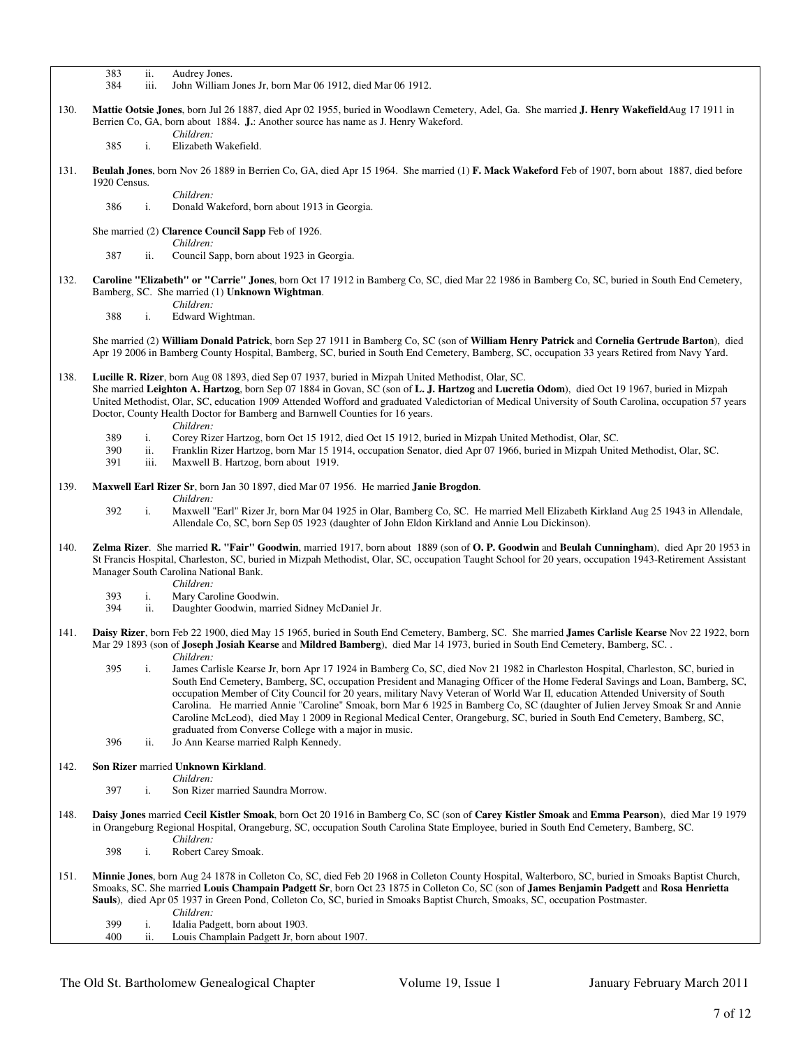383 ii. Audrey Jones.
384 iii. John William Jones Jr, born Mar 06 1912, died Mar 06 1912.

130. **Mattie Ootsie Jones**, born Jul 26 1887, died Apr 02 1955, buried in Woodlawn Cemetery, Adel, Ga. She married **J. Henry Wakefield**Aug 17 1911 in Berrien Co, GA, born about 1884. **J.**: Another source has name as J. Henry Wakeford.

*Children:*

385 i. Elizabeth Wakefield.

131. **Beulah Jones**, born Nov 26 1889 in Berrien Co, GA, died Apr 15 1964. She married (1) **F. Mack Wakeford** Feb of 1907, born about 1887, died before 1920 Census.

*Children:*

386 i. Donald Wakeford, born about 1913 in Georgia.

She married (2) **Clarence Council Sapp** Feb of 1926.

*Children:*

387 ii. Council Sapp, born about 1923 in Georgia.

132. **Caroline "Elizabeth" or "Carrie" Jones**, born Oct 17 1912 in Bamberg Co, SC, died Mar 22 1986 in Bamberg Co, SC, buried in South End Cemetery, Bamberg, SC. She married (1) **Unknown Wightman**.

*Children:*

388 i. Edward Wightman.

She married (2) **William Donald Patrick**, born Sep 27 1911 in Bamberg Co, SC (son of **William Henry Patrick** and **Cornelia Gertrude Barton**), died Apr 19 2006 in Bamberg County Hospital, Bamberg, SC, buried in South End Cemetery, Bamberg, SC, occupation 33 years Retired from Navy Yard.

138. **Lucille R. Rizer**, born Aug 08 1893, died Sep 07 1937, buried in Mizpah United Methodist, Olar, SC.
She married **Leighton A. Hartzog**, born Sep 07 1884 in Govan, SC (son of **L. J. Hartzog** and **Lucretia Odom**), died Oct 19 1967, buried in Mizpah United Methodist, Olar, SC, education 1909 Attended Wofford and graduated Valedictorian of Medical University of South Carolina, occupation 57 years Doctor, County Health Doctor for Bamberg and Barnwell Counties for 16 years.

*Children:*

389 i. Corey Rizer Hartzog, born Oct 15 1912, died Oct 15 1912, buried in Mizpah United Methodist, Olar, SC.
390 ii. Franklin Rizer Hartzog, born Mar 15 1914, occupation Senator, died Apr 07 1966, buried in Mizpah United Methodist, Olar, SC.
391 iii. Maxwell B. Hartzog, born about 1919.

139. **Maxwell Earl Rizer Sr**, born Jan 30 1897, died Mar 07 1956. He married **Janie Brogdon**.

*Children:*

392 i. Maxwell "Earl" Rizer Jr, born Mar 04 1925 in Olar, Bamberg Co, SC. He married Mell Elizabeth Kirkland Aug 25 1943 in Allendale, Allendale Co, SC, born Sep 05 1923 (daughter of John Eldon Kirkland and Annie Lou Dickinson).

140. **Zelma Rizer**. She married **R. "Fair" Goodwin**, married 1917, born about 1889 (son of **O. P. Goodwin** and **Beulah Cunningham**), died Apr 20 1953 in St Francis Hospital, Charleston, SC, buried in Mizpah Methodist, Olar, SC, occupation Taught School for 20 years, occupation 1943-Retirement Assistant Manager South Carolina National Bank.

*Children:*

393 i. Mary Caroline Goodwin.
394 ii. Daughter Goodwin, married Sidney McDaniel Jr.

141. **Daisy Rizer**, born Feb 22 1900, died May 15 1965, buried in South End Cemetery, Bamberg, SC. She married **James Carlisle Kearse** Nov 22 1922, born Mar 29 1893 (son of **Joseph Josiah Kearse** and **Mildred Bamberg**), died Mar 14 1973, buried in South End Cemetery, Bamberg, SC. .

*Children:*

395 i. James Carlisle Kearse Jr, born Apr 17 1924 in Bamberg Co, SC, died Nov 21 1982 in Charleston Hospital, Charleston, SC, buried in South End Cemetery, Bamberg, SC, occupation President and Managing Officer of the Home Federal Savings and Loan, Bamberg, SC, occupation Member of City Council for 20 years, military Navy Veteran of World War II, education Attended University of South Carolina. He married Annie "Caroline" Smoak, born Mar 6 1925 in Bamberg Co, SC (daughter of Julien Jervey Smoak Sr and Annie Caroline McLeod), died May 1 2009 in Regional Medical Center, Orangeburg, SC, buried in South End Cemetery, Bamberg, SC, graduated from Converse College with a major in music.
396 ii. Jo Ann Kearse married Ralph Kennedy.

142. **Son Rizer** married **Unknown Kirkland**.

*Children:*

397 i. Son Rizer married Saundra Morrow.

148. **Daisy Jones** married **Cecil Kistler Smoak**, born Oct 20 1916 in Bamberg Co, SC (son of **Carey Kistler Smoak** and **Emma Pearson**), died Mar 19 1979 in Orangeburg Regional Hospital, Orangeburg, SC, occupation South Carolina State Employee, buried in South End Cemetery, Bamberg, SC.

*Children:*

398 i. Robert Carey Smoak.

151. **Minnie Jones**, born Aug 24 1878 in Colleton Co, SC, died Feb 20 1968 in Colleton County Hospital, Walterboro, SC, buried in Smoaks Baptist Church, Smoaks, SC. She married **Louis Champain Padgett Sr**, born Oct 23 1875 in Colleton Co, SC (son of **James Benjamin Padgett** and **Rosa Henrietta Sauls**), died Apr 05 1937 in Green Pond, Colleton Co, SC, buried in Smoaks Baptist Church, Smoaks, SC, occupation Postmaster.

*Children:*

399 i. Idalia Padgett, born about 1903.
400 ii. Louis Champlain Padgett Jr, born about 1907.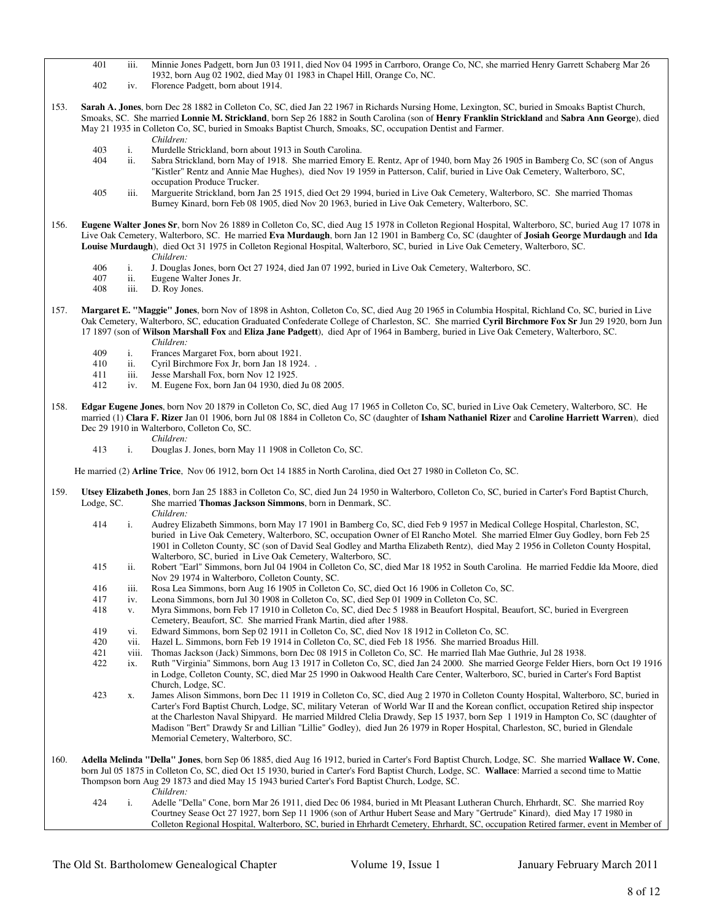401 iii. Minnie Jones Padgett, born Jun 03 1911, died Nov 04 1995 in Carrboro, Orange Co, NC, she married Henry Garrett Schaberg Mar 26 1932, born Aug 02 1902, died May 01 1983 in Chapel Hill, Orange Co, NC.

402 iv. Florence Padgett, born about 1914.

153. **Sarah A. Jones**, born Dec 28 1882 in Colleton Co, SC, died Jan 22 1967 in Richards Nursing Home, Lexington, SC, buried in Smoaks Baptist Church, Smoaks, SC. She married **Lonnie M. Strickland**, born Sep 26 1882 in South Carolina (son of **Henry Franklin Strickland** and **Sabra Ann George**), died May 21 1935 in Colleton Co, SC, buried in Smoaks Baptist Church, Smoaks, SC, occupation Dentist and Farmer.

*Children:*

403 i. Murdelle Strickland, born about 1913 in South Carolina.

404 ii. Sabra Strickland, born May of 1918. She married Emory E. Rentz, Apr of 1940, born May 26 1905 in Bamberg Co, SC (son of Angus "Kistler" Rentz and Annie Mae Hughes), died Nov 19 1959 in Patterson, Calif, buried in Live Oak Cemetery, Walterboro, SC, occupation Produce Trucker.

405 iii. Marguerite Strickland, born Jan 25 1915, died Oct 29 1994, buried in Live Oak Cemetery, Walterboro, SC. She married Thomas Burney Kinard, born Feb 08 1905, died Nov 20 1963, buried in Live Oak Cemetery, Walterboro, SC.

156. **Eugene Walter Jones Sr**, born Nov 26 1889 in Colleton Co, SC, died Aug 15 1978 in Colleton Regional Hospital, Walterboro, SC, buried Aug 17 1078 in Live Oak Cemetery, Walterboro, SC. He married **Eva Murdaugh**, born Jan 12 1901 in Bamberg Co, SC (daughter of **Josiah George Murdaugh** and **Ida Louise Murdaugh**), died Oct 31 1975 in Colleton Regional Hospital, Walterboro, SC, buried in Live Oak Cemetery, Walterboro, SC.

*Children:*

406 i. J. Douglas Jones, born Oct 27 1924, died Jan 07 1992, buried in Live Oak Cemetery, Walterboro, SC.

407 ii. Eugene Walter Jones Jr.

408 iii. D. Roy Jones.

157. **Margaret E. "Maggie" Jones**, born Nov of 1898 in Ashton, Colleton Co, SC, died Aug 20 1965 in Columbia Hospital, Richland Co, SC, buried in Live Oak Cemetery, Walterboro, SC, education Graduated Confederate College of Charleston, SC. She married **Cyril Birchmore Fox Sr** Jun 29 1920, born Jun 17 1897 (son of **Wilson Marshall Fox** and **Eliza Jane Padgett**), died Apr of 1964 in Bamberg, buried in Live Oak Cemetery, Walterboro, SC.

*Children:*

409 i. Frances Margaret Fox, born about 1921.

410 ii. Cyril Birchmore Fox Jr, born Jan 18 1924. .

411 iii. Jesse Marshall Fox, born Nov 12 1925.

412 iv. M. Eugene Fox, born Jan 04 1930, died Ju 08 2005.

158. **Edgar Eugene Jones**, born Nov 20 1879 in Colleton Co, SC, died Aug 17 1965 in Colleton Co, SC, buried in Live Oak Cemetery, Walterboro, SC. He married (1) **Clara F. Rizer** Jan 01 1906, born Jul 08 1884 in Colleton Co, SC (daughter of **Isham Nathaniel Rizer** and **Caroline Harriett Warren**), died Dec 29 1910 in Walterboro, Colleton Co, SC.

*Children:*

413 i. Douglas J. Jones, born May 11 1908 in Colleton Co, SC.

He married (2) **Arline Trice**, Nov 06 1912, born Oct 14 1885 in North Carolina, died Oct 27 1980 in Colleton Co, SC.

159. **Utsey Elizabeth Jones**, born Jan 25 1883 in Colleton Co, SC, died Jun 24 1950 in Walterboro, Colleton Co, SC, buried in Carter's Ford Baptist Church, Lodge, SC. She married **Thomas Jackson Simmons**, born in Denmark, SC.

*Children:*

414 i. Audrey Elizabeth Simmons, born May 17 1901 in Bamberg Co, SC, died Feb 9 1957 in Medical College Hospital, Charleston, SC, buried in Live Oak Cemetery, Walterboro, SC, occupation Owner of El Rancho Motel. She married Elmer Guy Godley, born Feb 25 1901 in Colleton County, SC (son of David Seal Godley and Martha Elizabeth Rentz), died May 2 1956 in Colleton County Hospital, Walterboro, SC, buried in Live Oak Cemetery, Walterboro, SC.

415 ii. Robert "Earl" Simmons, born Jul 04 1904 in Colleton Co, SC, died Mar 18 1952 in South Carolina. He married Feddie Ida Moore, died Nov 29 1974 in Walterboro, Colleton County, SC.

416 iii. Rosa Lea Simmons, born Aug 16 1905 in Colleton Co, SC, died Oct 16 1906 in Colleton Co, SC.

417 iv. Leona Simmons, born Jul 30 1908 in Colleton Co, SC, died Sep 01 1909 in Colleton Co, SC.

418 v. Myra Simmons, born Feb 17 1910 in Colleton Co, SC, died Dec 5 1988 in Beaufort Hospital, Beaufort, SC, buried in Evergreen Cemetery, Beaufort, SC. She married Frank Martin, died after 1988.

419 vi. Edward Simmons, born Sep 02 1911 in Colleton Co, SC, died Nov 18 1912 in Colleton Co, SC.

420 vii. Hazel L. Simmons, born Feb 19 1914 in Colleton Co, SC, died Feb 18 1956. She married Broadus Hill.

421 viii. Thomas Jackson (Jack) Simmons, born Dec 08 1915 in Colleton Co, SC. He married Ilah Mae Guthrie, Jul 28 1938.

422 ix. Ruth "Virginia" Simmons, born Aug 13 1917 in Colleton Co, SC, died Jan 24 2000. She married George Felder Hiers, born Oct 19 1916 in Lodge, Colleton County, SC, died Mar 25 1990 in Oakwood Health Care Center, Walterboro, SC, buried in Carter's Ford Baptist Church, Lodge, SC.

423 x. James Alison Simmons, born Dec 11 1919 in Colleton Co, SC, died Aug 2 1970 in Colleton County Hospital, Walterboro, SC, buried in Carter's Ford Baptist Church, Lodge, SC, military Veteran of World War II and the Korean conflict, occupation Retired ship inspector at the Charleston Naval Shipyard. He married Mildred Clelia Drawdy, Sep 15 1937, born Sep 1 1919 in Hampton Co, SC (daughter of Madison "Bert" Drawdy Sr and Lillian "Lillie" Godley), died Jun 26 1979 in Roper Hospital, Charleston, SC, buried in Glendale Memorial Cemetery, Walterboro, SC.

160. **Adella Melinda "Della" Jones**, born Sep 06 1885, died Aug 16 1912, buried in Carter's Ford Baptist Church, Lodge, SC. She married **Wallace W. Cone**, born Jul 05 1875 in Colleton Co, SC, died Oct 15 1930, buried in Carter's Ford Baptist Church, Lodge, SC. **Wallace**: Married a second time to Mattie Thompson born Aug 29 1873 and died May 15 1943 buried Carter's Ford Baptist Church, Lodge, SC.

*Children:*

424 i. Adelle "Della" Cone, born Mar 26 1911, died Dec 06 1984, buried in Mt Pleasant Lutheran Church, Ehrhardt, SC. She married Roy Courtney Sease Oct 27 1927, born Sep 11 1906 (son of Arthur Hubert Sease and Mary "Gertrude" Kinard), died May 17 1980 in Colleton Regional Hospital, Walterboro, SC, buried in Ehrhardt Cemetery, Ehrhardt, SC, occupation Retired farmer, event in Member of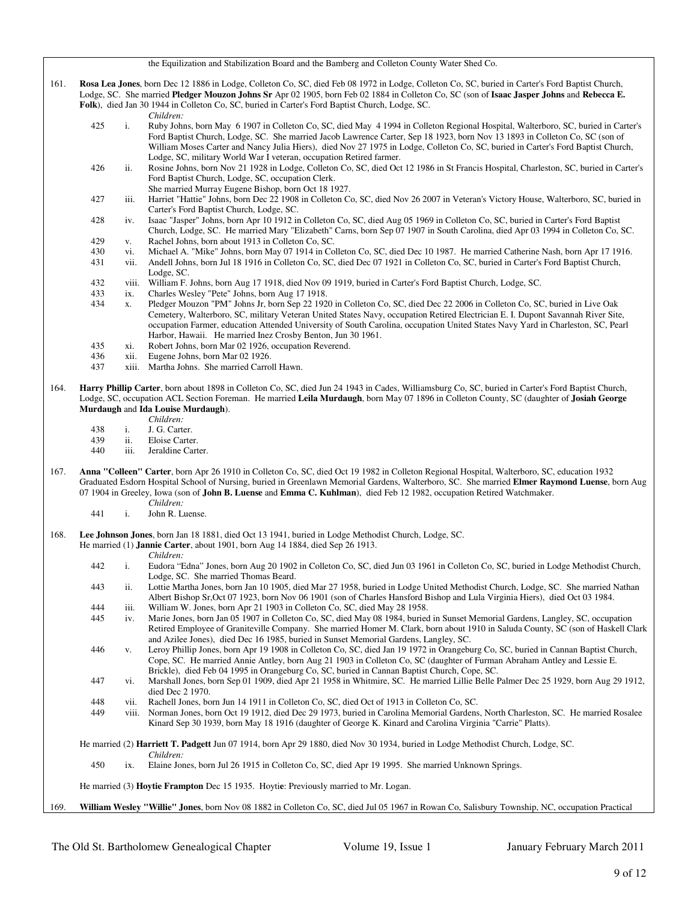the Equilization and Stabilization Board and the Bamberg and Colleton County Water Shed Co.

161. **Rosa Lea Jones**, born Dec 12 1886 in Lodge, Colleton Co, SC, died Feb 08 1972 in Lodge, Colleton Co, SC, buried in Carter's Ford Baptist Church, Lodge, SC. She married **Pledger Mouzon Johns Sr** Apr 02 1905, born Feb 02 1884 in Colleton Co, SC (son of **Isaac Jasper Johns** and **Rebecca E. Folk**), died Jan 30 1944 in Colleton Co, SC, buried in Carter's Ford Baptist Church, Lodge, SC.

*Children:*

- 425 i. Ruby Johns, born May 6 1907 in Colleton Co, SC, died May 4 1994 in Colleton Regional Hospital, Walterboro, SC, buried in Carter's Ford Baptist Church, Lodge, SC. She married Jacob Lawrence Carter, Sep 18 1923, born Nov 13 1893 in Colleton Co, SC (son of William Moses Carter and Nancy Julia Hiers), died Nov 27 1975 in Lodge, Colleton Co, SC, buried in Carter's Ford Baptist Church, Lodge, SC, military World War I veteran, occupation Retired farmer.
- 426 ii. Rosine Johns, born Nov 21 1928 in Lodge, Colleton Co, SC, died Oct 12 1986 in St Francis Hospital, Charleston, SC, buried in Carter's Ford Baptist Church, Lodge, SC, occupation Clerk.
  She married Murray Eugene Bishop, born Oct 18 1927.
- 427 iii. Harriet "Hattie" Johns, born Dec 22 1908 in Colleton Co, SC, died Nov 26 2007 in Veteran's Victory House, Walterboro, SC, buried in Carter's Ford Baptist Church, Lodge, SC.
- 428 iv. Isaac "Jasper" Johns, born Apr 10 1912 in Colleton Co, SC, died Aug 05 1969 in Colleton Co, SC, buried in Carter's Ford Baptist Church, Lodge, SC. He married Mary "Elizabeth" Carns, born Sep 07 1907 in South Carolina, died Apr 03 1994 in Colleton Co, SC.
- 429 v. Rachel Johns, born about 1913 in Colleton Co, SC.
- 430 vi. Michael A. "Mike" Johns, born May 07 1914 in Colleton Co, SC, died Dec 10 1987. He married Catherine Nash, born Apr 17 1916.
- 431 vii. Andell Johns, born Jul 18 1916 in Colleton Co, SC, died Dec 07 1921 in Colleton Co, SC, buried in Carter's Ford Baptist Church, Lodge, SC.
- 432 viii. William F. Johns, born Aug 17 1918, died Nov 09 1919, buried in Carter's Ford Baptist Church, Lodge, SC.
- 433 ix. Charles Wesley "Pete" Johns, born Aug 17 1918.
- 434 x. Pledger Mouzon "PM" Johns Jr, born Sep 22 1920 in Colleton Co, SC, died Dec 22 2006 in Colleton Co, SC, buried in Live Oak Cemetery, Walterboro, SC, military Veteran United States Navy, occupation Retired Electrician E. I. Dupont Savannah River Site, occupation Farmer, education Attended University of South Carolina, occupation United States Navy Yard in Charleston, SC, Pearl Harbor, Hawaii. He married Inez Crosby Benton, Jun 30 1961.
- 435 xi. Robert Johns, born Mar 02 1926, occupation Reverend.
- 436 xii. Eugene Johns, born Mar 02 1926.
- 437 xiii. Martha Johns. She married Carroll Hawn.

164. **Harry Phillip Carter**, born about 1898 in Colleton Co, SC, died Jun 24 1943 in Cades, Williamsburg Co, SC, buried in Carter's Ford Baptist Church, Lodge, SC, occupation ACL Section Foreman. He married **Leila Murdaugh**, born May 07 1896 in Colleton County, SC (daughter of **Josiah George Murdaugh** and **Ida Louise Murdaugh**).

*Children:*

- 438 i. J. G. Carter.
- 439 ii. Eloise Carter.
- 440 iii. Jeraldine Carter.

167. **Anna "Colleen" Carter**, born Apr 26 1910 in Colleton Co, SC, died Oct 19 1982 in Colleton Regional Hospital, Walterboro, SC, education 1932 Graduated Esdorn Hospital School of Nursing, buried in Greenlawn Memorial Gardens, Walterboro, SC. She married **Elmer Raymond Luense**, born Aug 07 1904 in Greeley, Iowa (son of **John B. Luense** and **Emma C. Kuhlman**), died Feb 12 1982, occupation Retired Watchmaker.

*Children:*

- 441 i. John R. Luense.

168. **Lee Johnson Jones**, born Jan 18 1881, died Oct 13 1941, buried in Lodge Methodist Church, Lodge, SC.
He married (1) **Jannie Carter**, about 1901, born Aug 14 1884, died Sep 26 1913.

*Children:*

- 442 i. Eudora "Edna" Jones, born Aug 20 1902 in Colleton Co, SC, died Jun 03 1961 in Colleton Co, SC, buried in Lodge Methodist Church, Lodge, SC. She married Thomas Beard.
- 443 ii. Lottie Martha Jones, born Jan 10 1905, died Mar 27 1958, buried in Lodge United Methodist Church, Lodge, SC. She married Nathan Albert Bishop Sr,Oct 07 1923, born Nov 06 1901 (son of Charles Hansford Bishop and Lula Virginia Hiers), died Oct 03 1984.
- 444 iii. William W. Jones, born Apr 21 1903 in Colleton Co, SC, died May 28 1958.
- 445 iv. Marie Jones, born Jan 05 1907 in Colleton Co, SC, died May 08 1984, buried in Sunset Memorial Gardens, Langley, SC, occupation Retired Employee of Graniteville Company. She married Homer M. Clark, born about 1910 in Saluda County, SC (son of Haskell Clark and Azilee Jones), died Dec 16 1985, buried in Sunset Memorial Gardens, Langley, SC.
- 446 v. Leroy Phillip Jones, born Apr 19 1908 in Colleton Co, SC, died Jan 19 1972 in Orangeburg Co, SC, buried in Cannan Baptist Church, Cope, SC. He married Annie Antley, born Aug 21 1903 in Colleton Co, SC (daughter of Furman Abraham Antley and Lessie E. Brickle), died Feb 04 1995 in Orangeburg Co, SC, buried in Cannan Baptist Church, Cope, SC.
- 447 vi. Marshall Jones, born Sep 01 1909, died Apr 21 1958 in Whitmire, SC. He married Lillie Belle Palmer Dec 25 1929, born Aug 29 1912, died Dec 2 1970.
- 448 vii. Rachell Jones, born Jun 14 1911 in Colleton Co, SC, died Oct of 1913 in Colleton Co, SC.
- 449 viii. Norman Jones, born Oct 19 1912, died Dec 29 1973, buried in Carolina Memorial Gardens, North Charleston, SC. He married Rosalee Kinard Sep 30 1939, born May 18 1916 (daughter of George K. Kinard and Carolina Virginia "Carrie" Platts).

He married (2) **Harriett T. Padgett** Jun 07 1914, born Apr 29 1880, died Nov 30 1934, buried in Lodge Methodist Church, Lodge, SC.

*Children:*

- 450 ix. Elaine Jones, born Jul 26 1915 in Colleton Co, SC, died Apr 19 1995. She married Unknown Springs.

He married (3) **Hoytie Frampton** Dec 15 1935. Hoytie: Previously married to Mr. Logan.

169. **William Wesley "Willie" Jones**, born Nov 08 1882 in Colleton Co, SC, died Jul 05 1967 in Rowan Co, Salisbury Township, NC, occupation Practical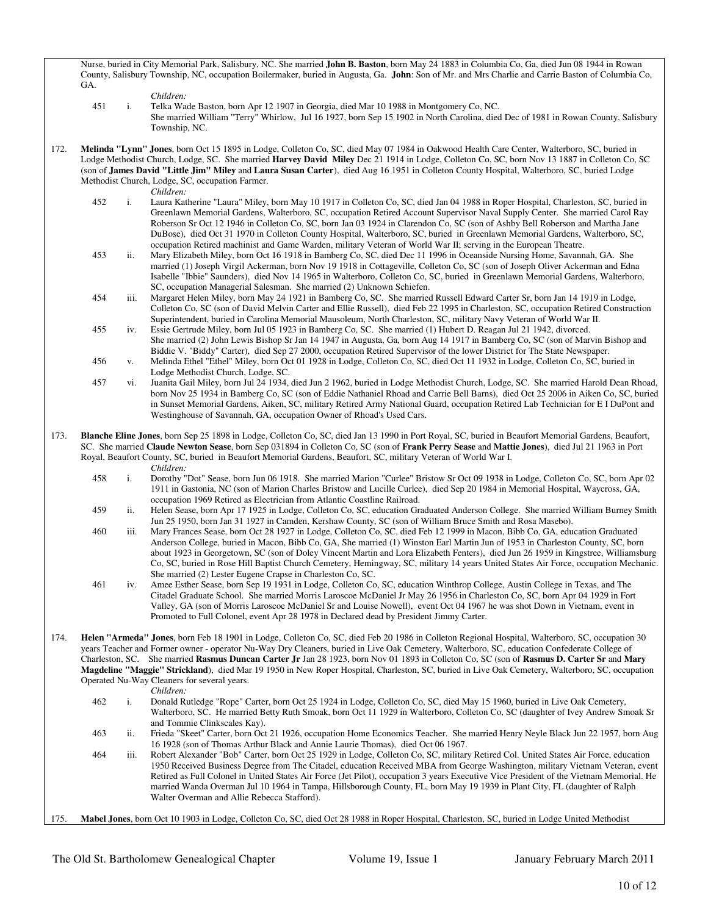Nurse, buried in City Memorial Park, Salisbury, NC. She married **John B. Baston**, born May 24 1883 in Columbia Co, Ga, died Jun 08 1944 in Rowan County, Salisbury Township, NC, occupation Boilermaker, buried in Augusta, Ga. **John**: Son of Mr. and Mrs Charlie and Carrie Baston of Columbia Co, GA.

*Children:*

451 i. Telka Wade Baston, born Apr 12 1907 in Georgia, died Mar 10 1988 in Montgomery Co, NC.
She married William "Terry" Whirlow, Jul 16 1927, born Sep 15 1902 in North Carolina, died Dec of 1981 in Rowan County, Salisbury Township, NC.

172. **Melinda "Lynn" Jones**, born Oct 15 1895 in Lodge, Colleton Co, SC, died May 07 1984 in Oakwood Health Care Center, Walterboro, SC, buried in Lodge Methodist Church, Lodge, SC. She married **Harvey David Miley** Dec 21 1914 in Lodge, Colleton Co, SC, born Nov 13 1887 in Colleton Co, SC (son of **James David "Little Jim" Miley** and **Laura Susan Carter**), died Aug 16 1951 in Colleton County Hospital, Walterboro, SC, buried Lodge Methodist Church, Lodge, SC, occupation Farmer.

*Children:*

452 i. Laura Katherine "Laura" Miley, born May 10 1917 in Colleton Co, SC, died Jan 04 1988 in Roper Hospital, Charleston, SC, buried in Greenlawn Memorial Gardens, Walterboro, SC, occupation Retired Account Supervisor Naval Supply Center. She married Carol Ray Roberson Sr Oct 12 1946 in Colleton Co, SC, born Jan 03 1924 in Clarendon Co, SC (son of Ashby Bell Roberson and Martha Jane DuBose), died Oct 31 1970 in Colleton County Hospital, Walterboro, SC, buried in Greenlawn Memorial Gardens, Walterboro, SC, occupation Retired machinist and Game Warden, military Veteran of World War II; serving in the European Theatre.

453 ii. Mary Elizabeth Miley, born Oct 16 1918 in Bamberg Co, SC, died Dec 11 1996 in Oceanside Nursing Home, Savannah, GA. She married (1) Joseph Virgil Ackerman, born Nov 19 1918 in Cottageville, Colleton Co, SC (son of Joseph Oliver Ackerman and Edna Isabelle "Ibbie" Saunders), died Nov 14 1965 in Walterboro, Colleton Co, SC, buried in Greenlawn Memorial Gardens, Walterboro, SC, occupation Managerial Salesman. She married (2) Unknown Schiefen.

454 iii. Margaret Helen Miley, born May 24 1921 in Bamberg Co, SC. She married Russell Edward Carter Sr, born Jan 14 1919 in Lodge, Colleton Co, SC (son of David Melvin Carter and Ellie Russell), died Feb 22 1995 in Charleston, SC, occupation Retired Construction Superintendent, buried in Carolina Memorial Mausoleum, North Charleston, SC, military Navy Veteran of World War II.

455 iv. Essie Gertrude Miley, born Jul 05 1923 in Bamberg Co, SC. She married (1) Hubert D. Reagan Jul 21 1942, divorced.
She married (2) John Lewis Bishop Sr Jan 14 1947 in Augusta, Ga, born Aug 14 1917 in Bamberg Co, SC (son of Marvin Bishop and Biddie V. "Biddy" Carter), died Sep 27 2000, occupation Retired Supervisor of the lower District for The State Newspaper.

456 v. Melinda Ethel "Ethel" Miley, born Oct 01 1928 in Lodge, Colleton Co, SC, died Oct 11 1932 in Lodge, Colleton Co, SC, buried in Lodge Methodist Church, Lodge, SC.

457 vi. Juanita Gail Miley, born Jul 24 1934, died Jun 2 1962, buried in Lodge Methodist Church, Lodge, SC. She married Harold Dean Rhoad, born Nov 25 1934 in Bamberg Co, SC (son of Eddie Nathaniel Rhoad and Carrie Bell Barns), died Oct 25 2006 in Aiken Co, SC, buried in Sunset Memorial Gardens, Aiken, SC, military Retired Army National Guard, occupation Retired Lab Technician for E I DuPont and Westinghouse of Savannah, GA, occupation Owner of Rhoad's Used Cars.

173. **Blanche Eline Jones**, born Sep 25 1898 in Lodge, Colleton Co, SC, died Jan 13 1990 in Port Royal, SC, buried in Beaufort Memorial Gardens, Beaufort, SC. She married **Claude Newton Sease**, born Sep 031894 in Colleton Co, SC (son of **Frank Perry Sease** and **Mattie Jones**), died Jul 21 1963 in Port Royal, Beaufort County, SC, buried in Beaufort Memorial Gardens, Beaufort, SC, military Veteran of World War I.

*Children:*

458 i. Dorothy "Dot" Sease, born Jun 06 1918. She married Marion "Curlee" Bristow Sr Oct 09 1938 in Lodge, Colleton Co, SC, born Apr 02 1911 in Gastonia, NC (son of Marion Charles Bristow and Lucille Curlee), died Sep 20 1984 in Memorial Hospital, Waycross, GA, occupation 1969 Retired as Electrician from Atlantic Coastline Railroad.

459 ii. Helen Sease, born Apr 17 1925 in Lodge, Colleton Co, SC, education Graduated Anderson College. She married William Burney Smith Jun 25 1950, born Jan 31 1927 in Camden, Kershaw County, SC (son of William Bruce Smith and Rosa Masebo).

460 iii. Mary Frances Sease, born Oct 28 1927 in Lodge, Colleton Co, SC, died Feb 12 1999 in Macon, Bibb Co, GA, education Graduated Anderson College, buried in Macon, Bibb Co, GA, She married (1) Winston Earl Martin Jun of 1953 in Charleston County, SC, born about 1923 in Georgetown, SC (son of Doley Vincent Martin and Lora Elizabeth Fenters), died Jun 26 1959 in Kingstree, Williamsburg Co, SC, buried in Rose Hill Baptist Church Cemetery, Hemingway, SC, military 14 years United States Air Force, occupation Mechanic. She married (2) Lester Eugene Crapse in Charleston Co, SC.

461 iv. Amee Esther Sease, born Sep 19 1931 in Lodge, Colleton Co, SC, education Winthrop College, Austin College in Texas, and The Citadel Graduate School. She married Morris Laroscoe McDaniel Jr May 26 1956 in Charleston Co, SC, born Apr 04 1929 in Fort Valley, GA (son of Morris Laroscoe McDaniel Sr and Louise Nowell), event Oct 04 1967 he was shot Down in Vietnam, event in Promoted to Full Colonel, event Apr 28 1978 in Declared dead by President Jimmy Carter.

174. **Helen "Armeda" Jones**, born Feb 18 1901 in Lodge, Colleton Co, SC, died Feb 20 1986 in Colleton Regional Hospital, Walterboro, SC, occupation 30 years Teacher and Former owner - operator Nu-Way Dry Cleaners, buried in Live Oak Cemetery, Walterboro, SC, education Confederate College of Charleston, SC. She married **Rasmus Duncan Carter Jr** Jan 28 1923, born Nov 01 1893 in Colleton Co, SC (son of **Rasmus D. Carter Sr** and **Mary Magdeline "Maggie" Strickland**), died Mar 19 1950 in New Roper Hospital, Charleston, SC, buried in Live Oak Cemetery, Walterboro, SC, occupation Operated Nu-Way Cleaners for several years.

*Children:*

462 i. Donald Rutledge "Rope" Carter, born Oct 25 1924 in Lodge, Colleton Co, SC, died May 15 1960, buried in Live Oak Cemetery, Walterboro, SC. He married Betty Ruth Smoak, born Oct 11 1929 in Walterboro, Colleton Co, SC (daughter of Ivey Andrew Smoak Sr and Tommie Clinkscales Kay).

463 ii. Frieda "Skeet" Carter, born Oct 21 1926, occupation Home Economics Teacher. She married Henry Neyle Black Jun 22 1957, born Aug 16 1928 (son of Thomas Arthur Black and Annie Laurie Thomas), died Oct 06 1967.

464 iii. Robert Alexander "Bob" Carter, born Oct 25 1929 in Lodge, Colleton Co, SC, military Retired Col. United States Air Force, education 1950 Received Business Degree from The Citadel, education Received MBA from George Washington, military Vietnam Veteran, event Retired as Full Colonel in United States Air Force (Jet Pilot), occupation 3 years Executive Vice President of the Vietnam Memorial. He married Wanda Overman Jul 10 1964 in Tampa, Hillsborough County, FL, born May 19 1939 in Plant City, FL (daughter of Ralph Walter Overman and Allie Rebecca Stafford).

175. **Mabel Jones**, born Oct 10 1903 in Lodge, Colleton Co, SC, died Oct 28 1988 in Roper Hospital, Charleston, SC, buried in Lodge United Methodist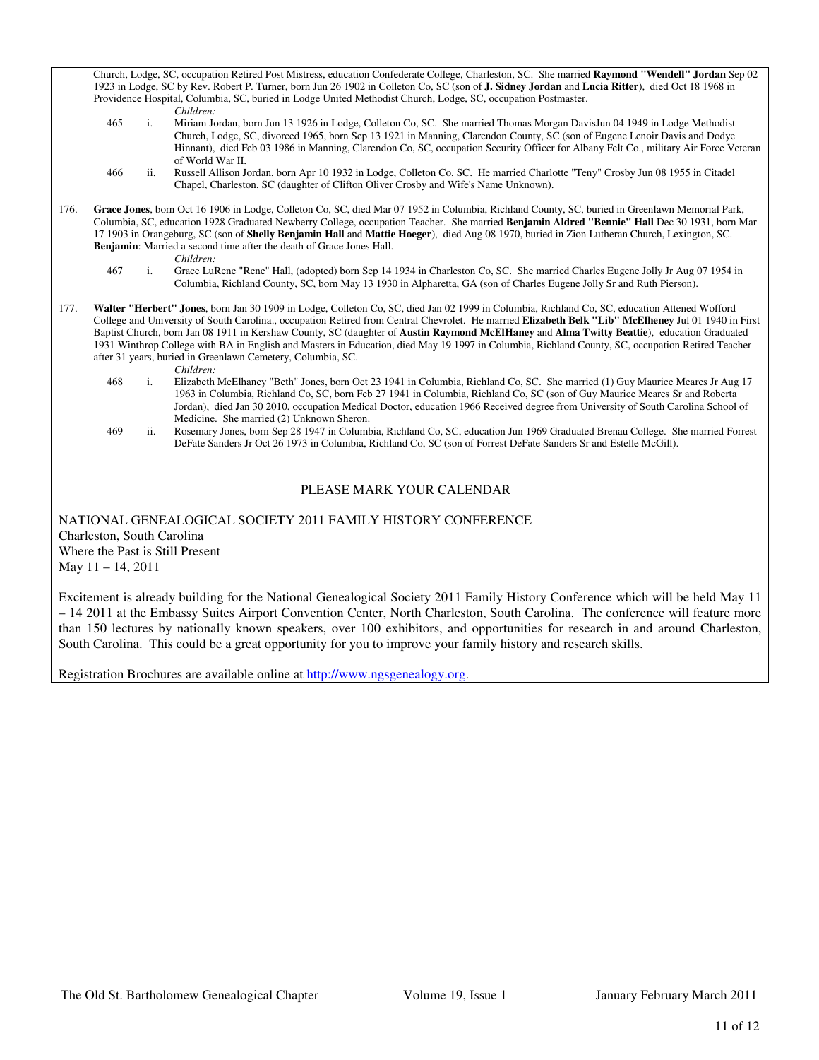Church, Lodge, SC, occupation Retired Post Mistress, education Confederate College, Charleston, SC. She married **Raymond "Wendell" Jordan** Sep 02 1923 in Lodge, SC by Rev. Robert P. Turner, born Jun 26 1902 in Colleton Co, SC (son of **J. Sidney Jordan** and **Lucia Ritter**), died Oct 18 1968 in Providence Hospital, Columbia, SC, buried in Lodge United Methodist Church, Lodge, SC, occupation Postmaster.

*Children:*

465 i. Miriam Jordan, born Jun 13 1926 in Lodge, Colleton Co, SC. She married Thomas Morgan DavisJun 04 1949 in Lodge Methodist Church, Lodge, SC, divorced 1965, born Sep 13 1921 in Manning, Clarendon County, SC (son of Eugene Lenoir Davis and Dodye Hinnant), died Feb 03 1986 in Manning, Clarendon Co, SC, occupation Security Officer for Albany Felt Co., military Air Force Veteran of World War II.

466 ii. Russell Allison Jordan, born Apr 10 1932 in Lodge, Colleton Co, SC. He married Charlotte "Teny" Crosby Jun 08 1955 in Citadel Chapel, Charleston, SC (daughter of Clifton Oliver Crosby and Wife's Name Unknown).

176. **Grace Jones**, born Oct 16 1906 in Lodge, Colleton Co, SC, died Mar 07 1952 in Columbia, Richland County, SC, buried in Greenlawn Memorial Park, Columbia, SC, education 1928 Graduated Newberry College, occupation Teacher. She married **Benjamin Aldred "Bennie" Hall** Dec 30 1931, born Mar 17 1903 in Orangeburg, SC (son of **Shelly Benjamin Hall** and **Mattie Hoeger**), died Aug 08 1970, buried in Zion Lutheran Church, Lexington, SC. **Benjamin**: Married a second time after the death of Grace Jones Hall.

*Children:*

467 i. Grace LuRene "Rene" Hall, (adopted) born Sep 14 1934 in Charleston Co, SC. She married Charles Eugene Jolly Jr Aug 07 1954 in Columbia, Richland County, SC, born May 13 1930 in Alpharetta, GA (son of Charles Eugene Jolly Sr and Ruth Pierson).

177. **Walter "Herbert" Jones**, born Jan 30 1909 in Lodge, Colleton Co, SC, died Jan 02 1999 in Columbia, Richland Co, SC, education Attened Wofford College and University of South Carolina., occupation Retired from Central Chevrolet. He married **Elizabeth Belk "Lib" McElheney** Jul 01 1940 in First Baptist Church, born Jan 08 1911 in Kershaw County, SC (daughter of **Austin Raymond McElHaney** and **Alma Twitty Beattie**), education Graduated 1931 Winthrop College with BA in English and Masters in Education, died May 19 1997 in Columbia, Richland County, SC, occupation Retired Teacher after 31 years, buried in Greenlawn Cemetery, Columbia, SC.

*Children:*

468 i. Elizabeth McElhaney "Beth" Jones, born Oct 23 1941 in Columbia, Richland Co, SC. She married (1) Guy Maurice Meares Jr Aug 17 1963 in Columbia, Richland Co, SC, born Feb 27 1941 in Columbia, Richland Co, SC (son of Guy Maurice Meares Sr and Roberta Jordan), died Jan 30 2010, occupation Medical Doctor, education 1966 Received degree from University of South Carolina School of Medicine. She married (2) Unknown Sheron.

469 ii. Rosemary Jones, born Sep 28 1947 in Columbia, Richland Co, SC, education Jun 1969 Graduated Brenau College. She married Forrest DeFate Sanders Jr Oct 26 1973 in Columbia, Richland Co, SC (son of Forrest DeFate Sanders Sr and Estelle McGill).

## PLEASE MARK YOUR CALENDAR

NATIONAL GENEALOGICAL SOCIETY 2011 FAMILY HISTORY CONFERENCE
Charleston, South Carolina
Where the Past is Still Present
May 11 – 14, 2011

Excitement is already building for the National Genealogical Society 2011 Family History Conference which will be held May 11 – 14 2011 at the Embassy Suites Airport Convention Center, North Charleston, South Carolina. The conference will feature more than 150 lectures by nationally known speakers, over 100 exhibitors, and opportunities for research in and around Charleston, South Carolina. This could be a great opportunity for you to improve your family history and research skills.

Registration Brochures are available online at [http://www.ngsgenealogy.org](http://www.ngsgenealogy.org).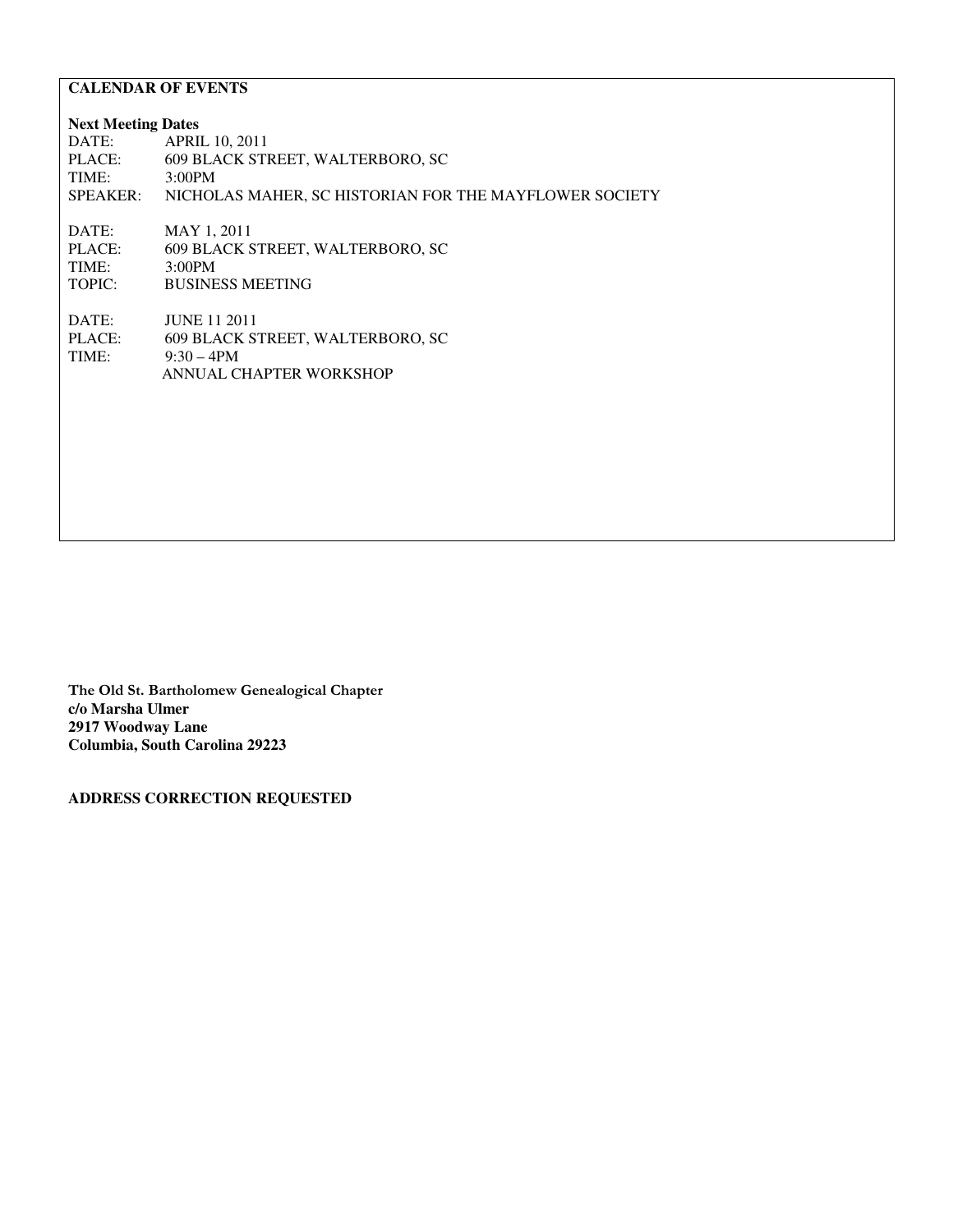## CALENDAR OF EVENTS

**Next Meeting Dates**

DATE: APRIL 10, 2011
PLACE: 609 BLACK STREET, WALTERBORO, SC
TIME: 3:00PM
SPEAKER: NICHOLAS MAHER, SC HISTORIAN FOR THE MAYFLOWER SOCIETY

DATE: MAY 1, 2011
PLACE: 609 BLACK STREET, WALTERBORO, SC
TIME: 3:00PM
TOPIC: BUSINESS MEETING

DATE: JUNE 11 2011
PLACE: 609 BLACK STREET, WALTERBORO, SC
TIME: 9:30 – 4PM
ANNUAL CHAPTER WORKSHOP

**The Old St. Bartholomew Genealogical Chapter**
**c/o Marsha Ulmer**
**2917 Woodway Lane**
**Columbia, South Carolina 29223**

**ADDRESS CORRECTION REQUESTED**